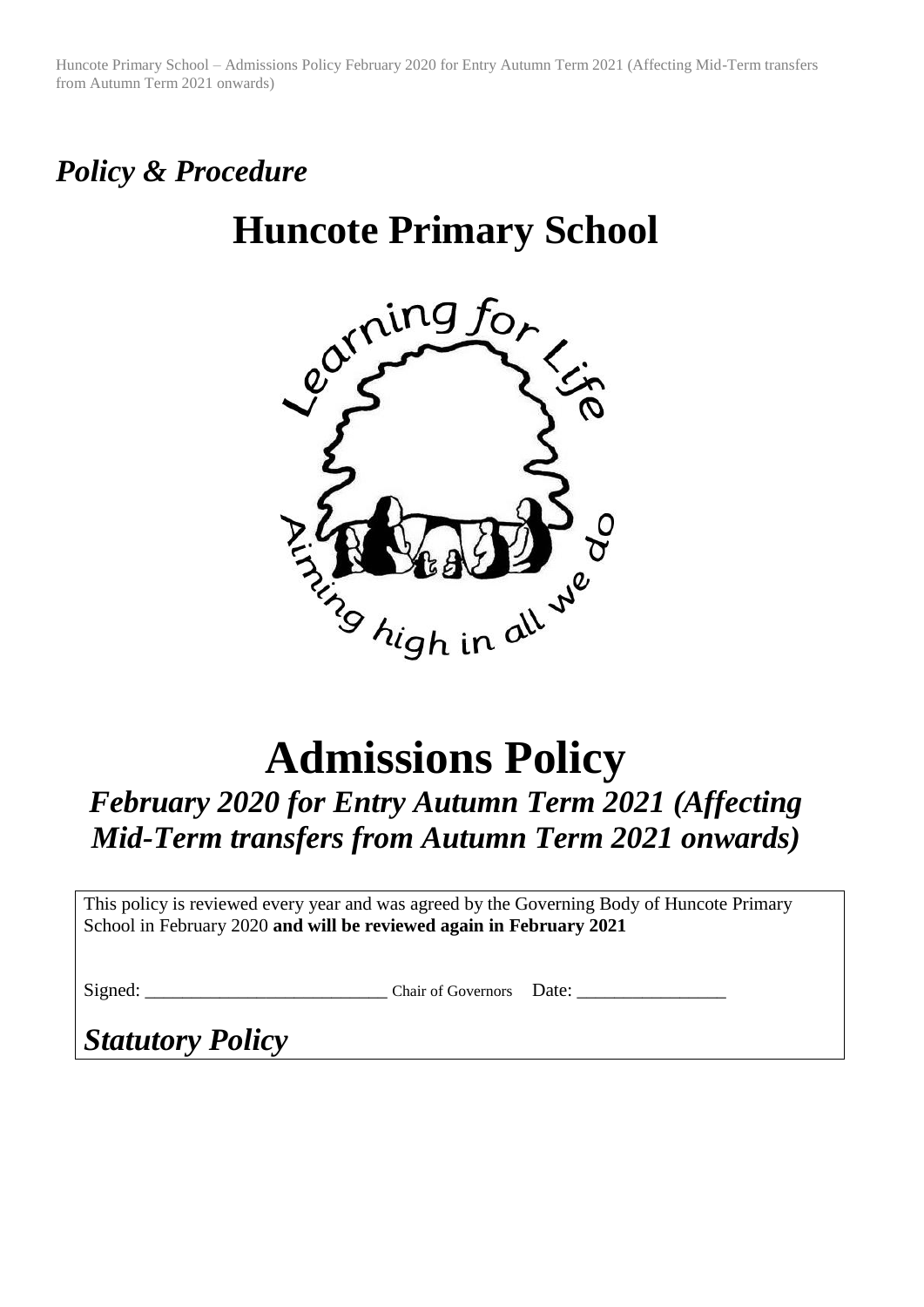*Policy & Procedure*

# Huncote Primary School

# Admissions Policy

## *February 2020 for Entry Autumn Term 2021 (Affecting Mid-Term transfers from Autumn Term 2021 onwards)*

This policy is reviewed every year and was agreed by the Governing Body of Huncote Primary School in February 2020 **and will be reviewed again in February 2021**

Signed: __________________________ Chair of Governors Date: ________________

***Statutory Policy***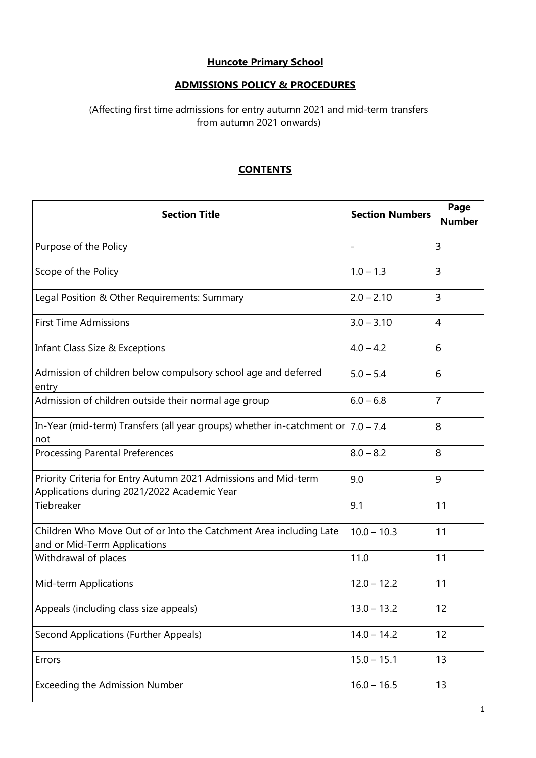**Huncote Primary School**

**ADMISSIONS POLICY & PROCEDURES**

(Affecting first time admissions for entry autumn 2021 and mid-term transfers from autumn 2021 onwards)

**CONTENTS**

| Section Title | Section Numbers | Page Number |
|---|---|---|
| Purpose of the Policy | - | 3 |
| Scope of the Policy | 1.0 – 1.3 | 3 |
| Legal Position & Other Requirements: Summary | 2.0 – 2.10 | 3 |
| First Time Admissions | 3.0 – 3.10 | 4 |
| Infant Class Size & Exceptions | 4.0 – 4.2 | 6 |
| Admission of children below compulsory school age and deferred entry | 5.0 – 5.4 | 6 |
| Admission of children outside their normal age group | 6.0 – 6.8 | 7 |
| In-Year (mid-term) Transfers (all year groups) whether in-catchment or not | 7.0 – 7.4 | 8 |
| Processing Parental Preferences | 8.0 – 8.2 | 8 |
| Priority Criteria for Entry Autumn 2021 Admissions and Mid-term Applications during 2021/2022 Academic Year | 9.0 | 9 |
| Tiebreaker | 9.1 | 11 |
| Children Who Move Out of or Into the Catchment Area including Late and or Mid-Term Applications | 10.0 – 10.3 | 11 |
| Withdrawal of places | 11.0 | 11 |
| Mid-term Applications | 12.0 – 12.2 | 11 |
| Appeals (including class size appeals) | 13.0 – 13.2 | 12 |
| Second Applications (Further Appeals) | 14.0 – 14.2 | 12 |
| Errors | 15.0 – 15.1 | 13 |
| Exceeding the Admission Number | 16.0 – 16.5 | 13 |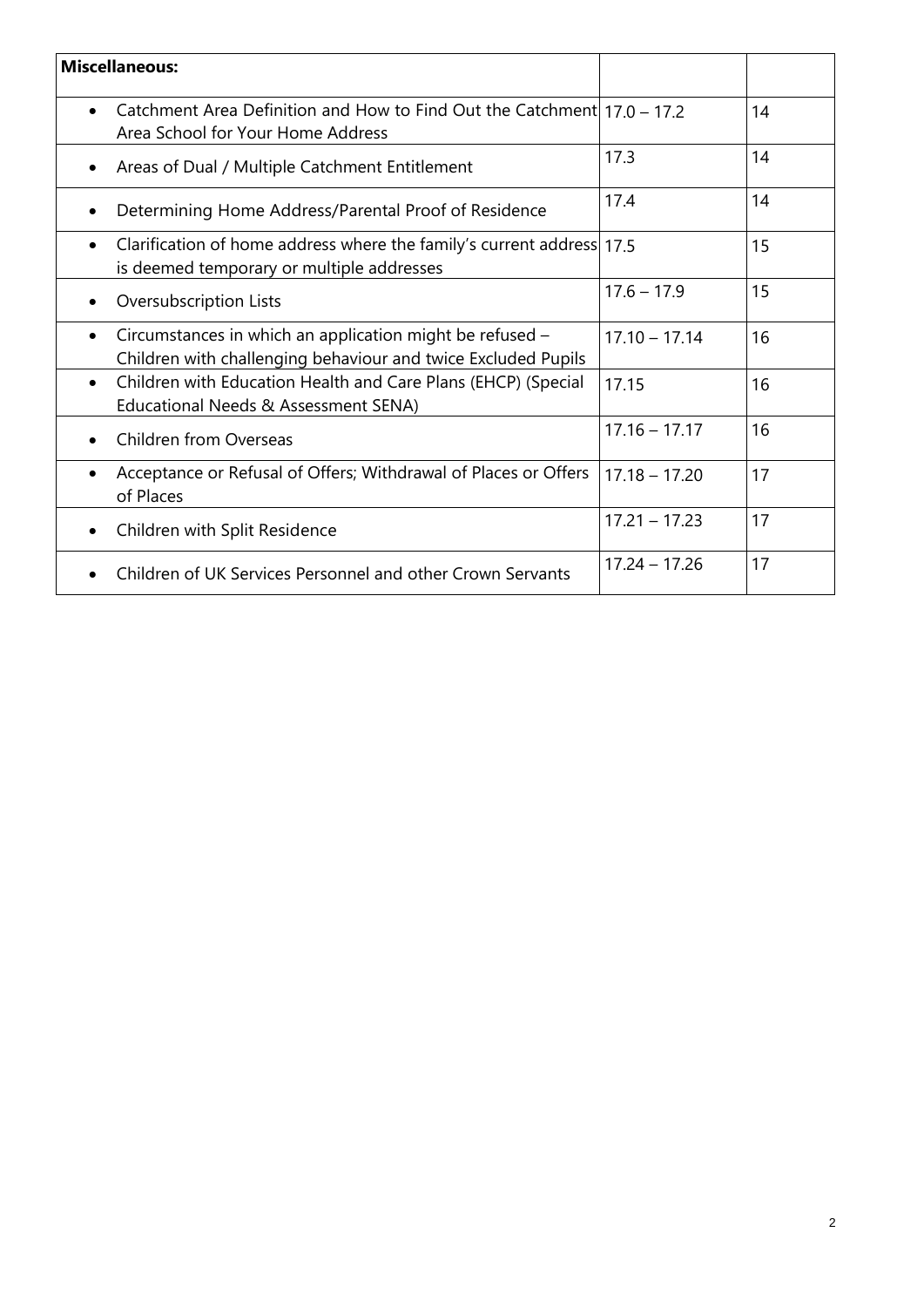| **Miscellaneous:** | | |
|---|---|---|
| • Catchment Area Definition and How to Find Out the Catchment Area School for Your Home Address | 17.0 – 17.2 | 14 |
| • Areas of Dual / Multiple Catchment Entitlement | 17.3 | 14 |
| • Determining Home Address/Parental Proof of Residence | 17.4 | 14 |
| • Clarification of home address where the family's current address is deemed temporary or multiple addresses | 17.5 | 15 |
| • Oversubscription Lists | 17.6 – 17.9 | 15 |
| • Circumstances in which an application might be refused – Children with challenging behaviour and twice Excluded Pupils | 17.10 – 17.14 | 16 |
| • Children with Education Health and Care Plans (EHCP) (Special Educational Needs & Assessment SENA) | 17.15 | 16 |
| • Children from Overseas | 17.16 – 17.17 | 16 |
| • Acceptance or Refusal of Offers; Withdrawal of Places or Offers of Places | 17.18 – 17.20 | 17 |
| • Children with Split Residence | 17.21 – 17.23 | 17 |
| • Children of UK Services Personnel and other Crown Servants | 17.24 – 17.26 | 17 |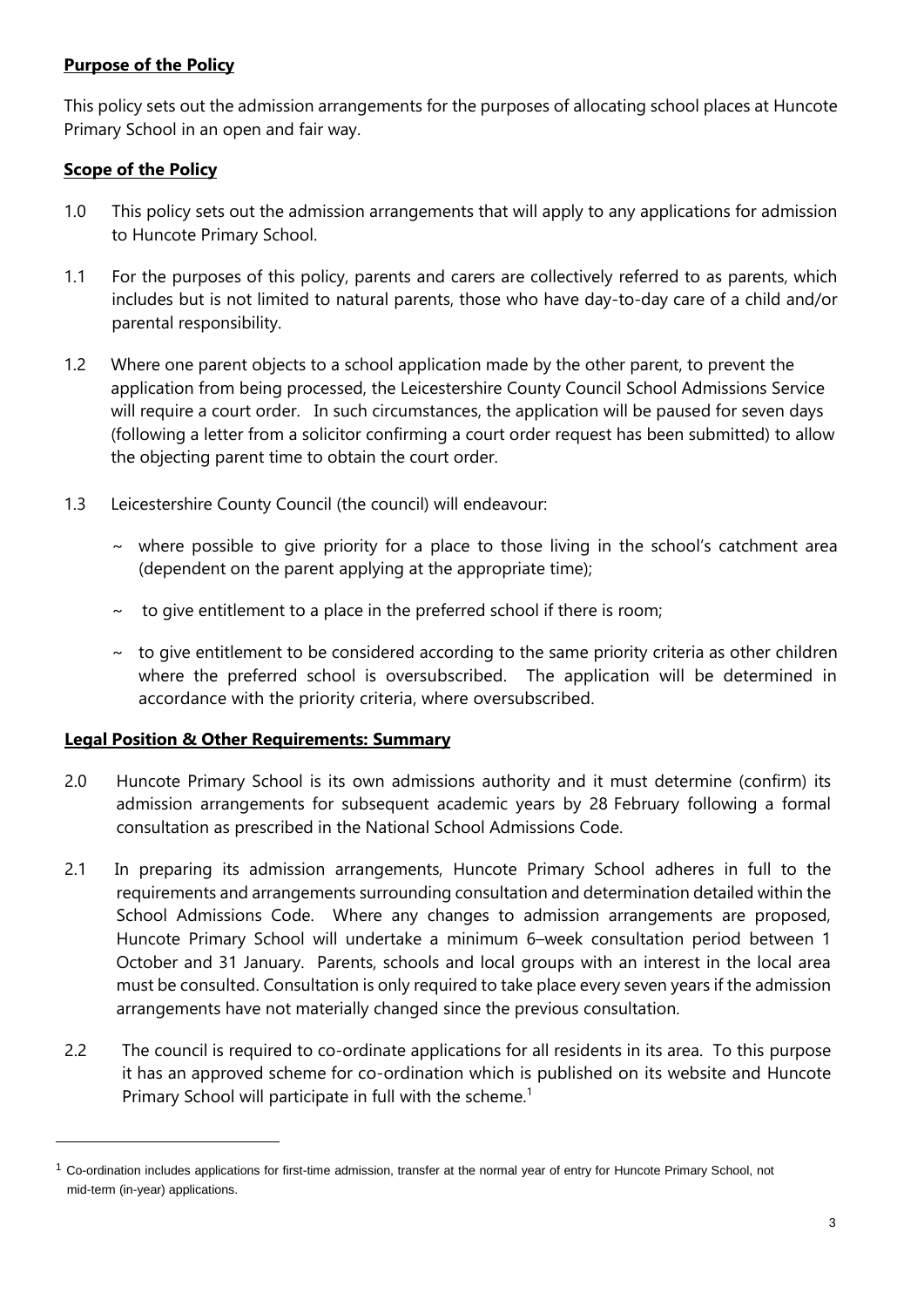**Purpose of the Policy**

This policy sets out the admission arrangements for the purposes of allocating school places at Huncote Primary School in an open and fair way.

**Scope of the Policy**

1.0 This policy sets out the admission arrangements that will apply to any applications for admission to Huncote Primary School.

1.1 For the purposes of this policy, parents and carers are collectively referred to as parents, which includes but is not limited to natural parents, those who have day-to-day care of a child and/or parental responsibility.

1.2 Where one parent objects to a school application made by the other parent, to prevent the application from being processed, the Leicestershire County Council School Admissions Service will require a court order. In such circumstances, the application will be paused for seven days (following a letter from a solicitor confirming a court order request has been submitted) to allow the objecting parent time to obtain the court order.

1.3 Leicestershire County Council (the council) will endeavour:

~ where possible to give priority for a place to those living in the school's catchment area (dependent on the parent applying at the appropriate time);

~ to give entitlement to a place in the preferred school if there is room;

~ to give entitlement to be considered according to the same priority criteria as other children where the preferred school is oversubscribed. The application will be determined in accordance with the priority criteria, where oversubscribed.

**Legal Position & Other Requirements: Summary**

2.0 Huncote Primary School is its own admissions authority and it must determine (confirm) its admission arrangements for subsequent academic years by 28 February following a formal consultation as prescribed in the National School Admissions Code.

2.1 In preparing its admission arrangements, Huncote Primary School adheres in full to the requirements and arrangements surrounding consultation and determination detailed within the School Admissions Code. Where any changes to admission arrangements are proposed, Huncote Primary School will undertake a minimum 6–week consultation period between 1 October and 31 January. Parents, schools and local groups with an interest in the local area must be consulted. Consultation is only required to take place every seven years if the admission arrangements have not materially changed since the previous consultation.

2.2 The council is required to co-ordinate applications for all residents in its area. To this purpose it has an approved scheme for co-ordination which is published on its website and Huncote Primary School will participate in full with the scheme.[1]

[1] Co-ordination includes applications for first-time admission, transfer at the normal year of entry for Huncote Primary School, not mid-term (in-year) applications.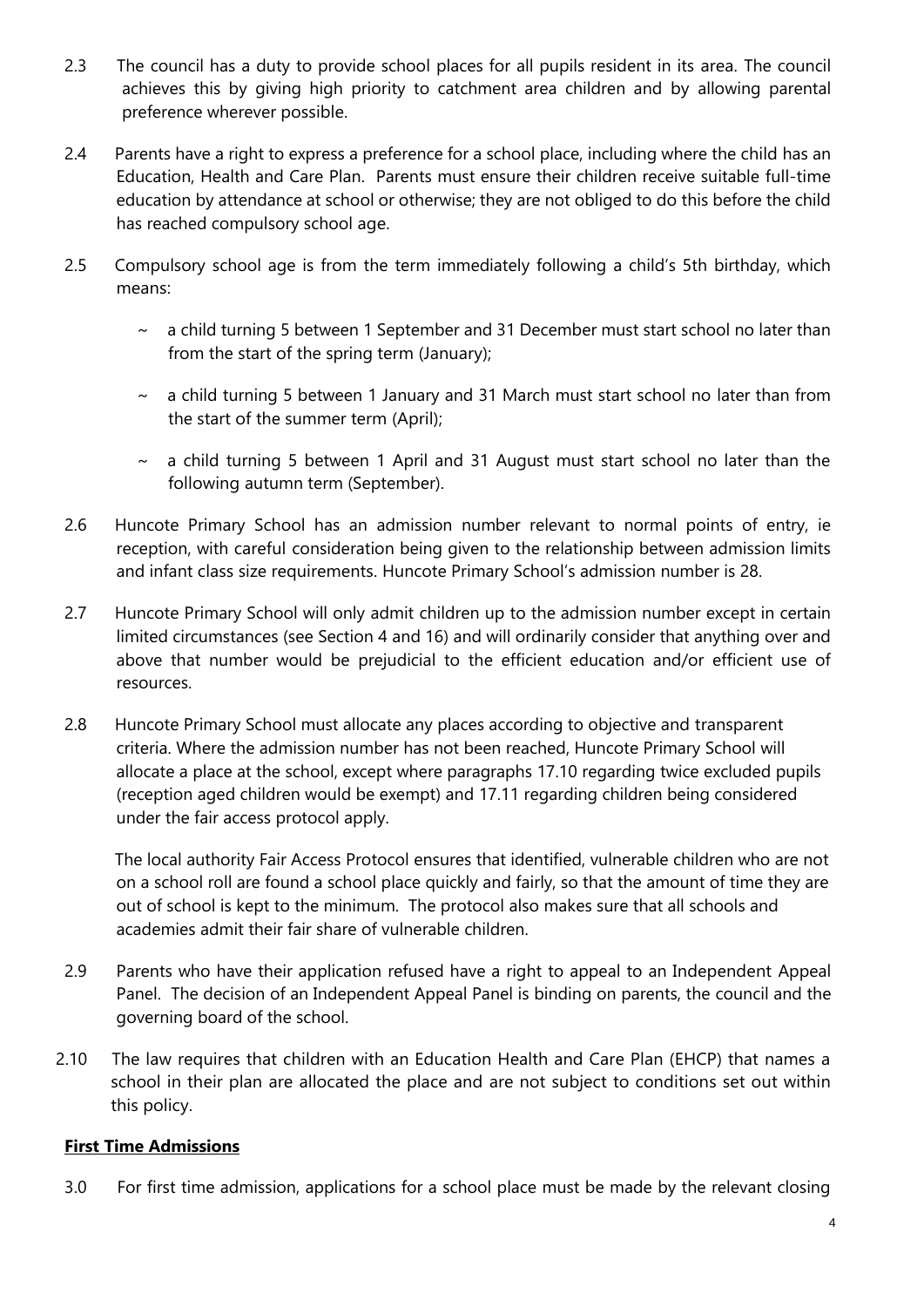2.3 The council has a duty to provide school places for all pupils resident in its area. The council achieves this by giving high priority to catchment area children and by allowing parental preference wherever possible.

2.4 Parents have a right to express a preference for a school place, including where the child has an Education, Health and Care Plan. Parents must ensure their children receive suitable full-time education by attendance at school or otherwise; they are not obliged to do this before the child has reached compulsory school age.

2.5 Compulsory school age is from the term immediately following a child's 5th birthday, which means:

~ a child turning 5 between 1 September and 31 December must start school no later than from the start of the spring term (January);

~ a child turning 5 between 1 January and 31 March must start school no later than from the start of the summer term (April);

~ a child turning 5 between 1 April and 31 August must start school no later than the following autumn term (September).

2.6 Huncote Primary School has an admission number relevant to normal points of entry, ie reception, with careful consideration being given to the relationship between admission limits and infant class size requirements. Huncote Primary School's admission number is 28.

2.7 Huncote Primary School will only admit children up to the admission number except in certain limited circumstances (see Section 4 and 16) and will ordinarily consider that anything over and above that number would be prejudicial to the efficient education and/or efficient use of resources.

2.8 Huncote Primary School must allocate any places according to objective and transparent criteria. Where the admission number has not been reached, Huncote Primary School will allocate a place at the school, except where paragraphs 17.10 regarding twice excluded pupils (reception aged children would be exempt) and 17.11 regarding children being considered under the fair access protocol apply.

The local authority Fair Access Protocol ensures that identified, vulnerable children who are not on a school roll are found a school place quickly and fairly, so that the amount of time they are out of school is kept to the minimum. The protocol also makes sure that all schools and academies admit their fair share of vulnerable children.

2.9 Parents who have their application refused have a right to appeal to an Independent Appeal Panel. The decision of an Independent Appeal Panel is binding on parents, the council and the governing board of the school.

2.10 The law requires that children with an Education Health and Care Plan (EHCP) that names a school in their plan are allocated the place and are not subject to conditions set out within this policy.

**First Time Admissions**

3.0 For first time admission, applications for a school place must be made by the relevant closing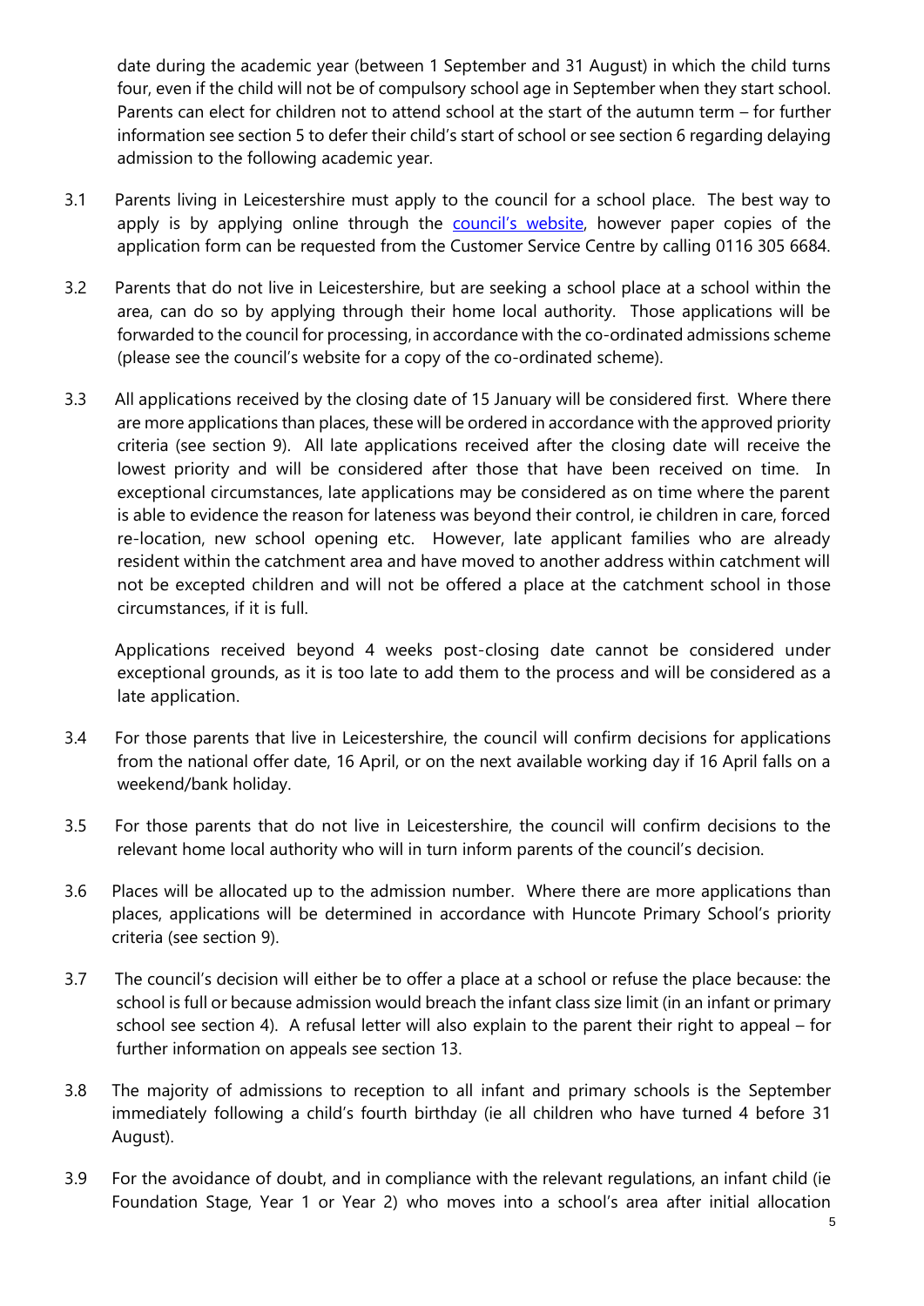date during the academic year (between 1 September and 31 August) in which the child turns four, even if the child will not be of compulsory school age in September when they start school. Parents can elect for children not to attend school at the start of the autumn term – for further information see section 5 to defer their child's start of school or see section 6 regarding delaying admission to the following academic year.

3.1 Parents living in Leicestershire must apply to the council for a school place. The best way to apply is by applying online through the council's website, however paper copies of the application form can be requested from the Customer Service Centre by calling 0116 305 6684.

3.2 Parents that do not live in Leicestershire, but are seeking a school place at a school within the area, can do so by applying through their home local authority. Those applications will be forwarded to the council for processing, in accordance with the co-ordinated admissions scheme (please see the council's website for a copy of the co-ordinated scheme).

3.3 All applications received by the closing date of 15 January will be considered first. Where there are more applications than places, these will be ordered in accordance with the approved priority criteria (see section 9). All late applications received after the closing date will receive the lowest priority and will be considered after those that have been received on time. In exceptional circumstances, late applications may be considered as on time where the parent is able to evidence the reason for lateness was beyond their control, ie children in care, forced re-location, new school opening etc. However, late applicant families who are already resident within the catchment area and have moved to another address within catchment will not be excepted children and will not be offered a place at the catchment school in those circumstances, if it is full.

Applications received beyond 4 weeks post-closing date cannot be considered under exceptional grounds, as it is too late to add them to the process and will be considered as a late application.

3.4 For those parents that live in Leicestershire, the council will confirm decisions for applications from the national offer date, 16 April, or on the next available working day if 16 April falls on a weekend/bank holiday.

3.5 For those parents that do not live in Leicestershire, the council will confirm decisions to the relevant home local authority who will in turn inform parents of the council's decision.

3.6 Places will be allocated up to the admission number. Where there are more applications than places, applications will be determined in accordance with Huncote Primary School's priority criteria (see section 9).

3.7 The council's decision will either be to offer a place at a school or refuse the place because: the school is full or because admission would breach the infant class size limit (in an infant or primary school see section 4). A refusal letter will also explain to the parent their right to appeal – for further information on appeals see section 13.

3.8 The majority of admissions to reception to all infant and primary schools is the September immediately following a child's fourth birthday (ie all children who have turned 4 before 31 August).

3.9 For the avoidance of doubt, and in compliance with the relevant regulations, an infant child (ie Foundation Stage, Year 1 or Year 2) who moves into a school's area after initial allocation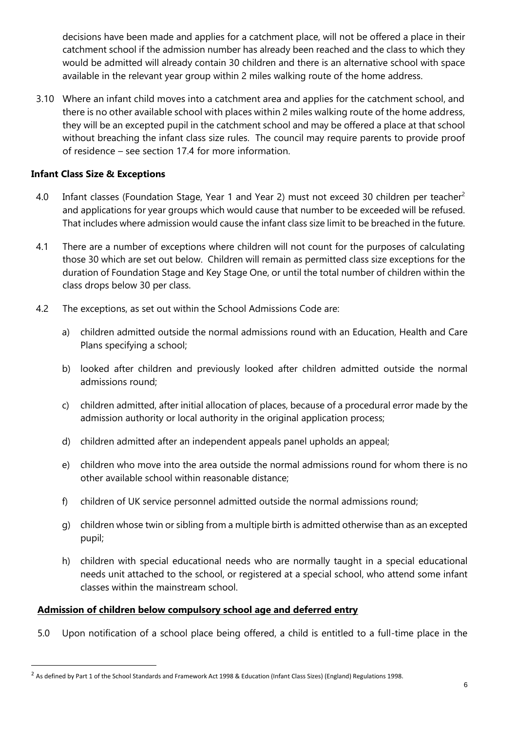decisions have been made and applies for a catchment place, will not be offered a place in their catchment school if the admission number has already been reached and the class to which they would be admitted will already contain 30 children and there is an alternative school with space available in the relevant year group within 2 miles walking route of the home address.

3.10 Where an infant child moves into a catchment area and applies for the catchment school, and there is no other available school with places within 2 miles walking route of the home address, they will be an excepted pupil in the catchment school and may be offered a place at that school without breaching the infant class size rules. The council may require parents to provide proof of residence – see section 17.4 for more information.

**Infant Class Size & Exceptions**

4.0 Infant classes (Foundation Stage, Year 1 and Year 2) must not exceed 30 children per teacher[2] and applications for year groups which would cause that number to be exceeded will be refused. That includes where admission would cause the infant class size limit to be breached in the future.

4.1 There are a number of exceptions where children will not count for the purposes of calculating those 30 which are set out below. Children will remain as permitted class size exceptions for the duration of Foundation Stage and Key Stage One, or until the total number of children within the class drops below 30 per class.

4.2 The exceptions, as set out within the School Admissions Code are:

a) children admitted outside the normal admissions round with an Education, Health and Care Plans specifying a school;

b) looked after children and previously looked after children admitted outside the normal admissions round;

c) children admitted, after initial allocation of places, because of a procedural error made by the admission authority or local authority in the original application process;

d) children admitted after an independent appeals panel upholds an appeal;

e) children who move into the area outside the normal admissions round for whom there is no other available school within reasonable distance;

f) children of UK service personnel admitted outside the normal admissions round;

g) children whose twin or sibling from a multiple birth is admitted otherwise than as an excepted pupil;

h) children with special educational needs who are normally taught in a special educational needs unit attached to the school, or registered at a special school, who attend some infant classes within the mainstream school.

**Admission of children below compulsory school age and deferred entry**

5.0 Upon notification of a school place being offered, a child is entitled to a full-time place in the

[2] As defined by Part 1 of the School Standards and Framework Act 1998 & Education (Infant Class Sizes) (England) Regulations 1998.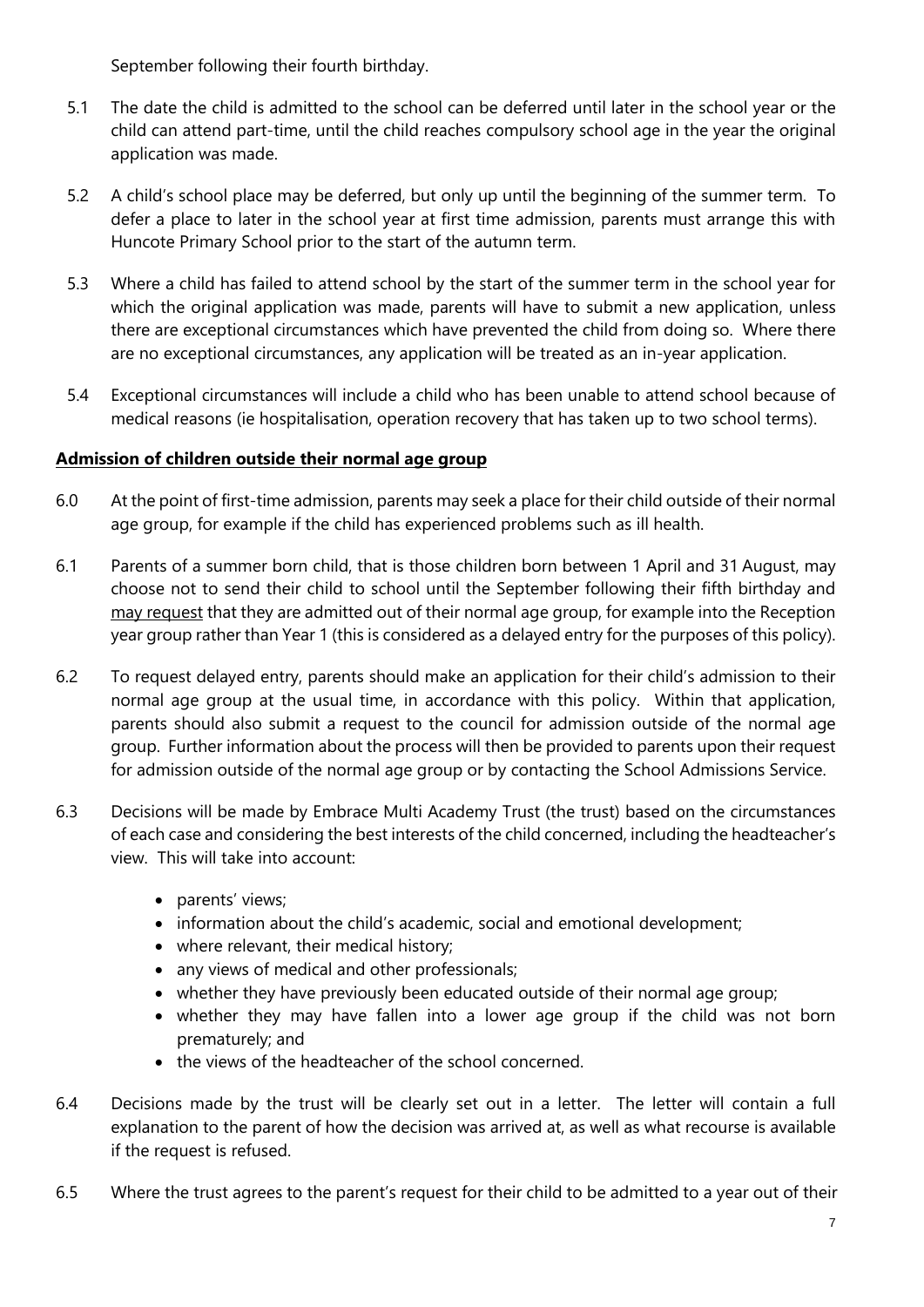September following their fourth birthday.

5.1 The date the child is admitted to the school can be deferred until later in the school year or the child can attend part-time, until the child reaches compulsory school age in the year the original application was made.

5.2 A child's school place may be deferred, but only up until the beginning of the summer term. To defer a place to later in the school year at first time admission, parents must arrange this with Huncote Primary School prior to the start of the autumn term.

5.3 Where a child has failed to attend school by the start of the summer term in the school year for which the original application was made, parents will have to submit a new application, unless there are exceptional circumstances which have prevented the child from doing so. Where there are no exceptional circumstances, any application will be treated as an in-year application.

5.4 Exceptional circumstances will include a child who has been unable to attend school because of medical reasons (ie hospitalisation, operation recovery that has taken up to two school terms).

**Admission of children outside their normal age group**

6.0 At the point of first-time admission, parents may seek a place for their child outside of their normal age group, for example if the child has experienced problems such as ill health.

6.1 Parents of a summer born child, that is those children born between 1 April and 31 August, may choose not to send their child to school until the September following their fifth birthday and may request that they are admitted out of their normal age group, for example into the Reception year group rather than Year 1 (this is considered as a delayed entry for the purposes of this policy).

6.2 To request delayed entry, parents should make an application for their child's admission to their normal age group at the usual time, in accordance with this policy. Within that application, parents should also submit a request to the council for admission outside of the normal age group. Further information about the process will then be provided to parents upon their request for admission outside of the normal age group or by contacting the School Admissions Service.

6.3 Decisions will be made by Embrace Multi Academy Trust (the trust) based on the circumstances of each case and considering the best interests of the child concerned, including the headteacher's view. This will take into account:

- parents' views;
- information about the child's academic, social and emotional development;
- where relevant, their medical history;
- any views of medical and other professionals;
- whether they have previously been educated outside of their normal age group;
- whether they may have fallen into a lower age group if the child was not born prematurely; and
- the views of the headteacher of the school concerned.

6.4 Decisions made by the trust will be clearly set out in a letter. The letter will contain a full explanation to the parent of how the decision was arrived at, as well as what recourse is available if the request is refused.

6.5 Where the trust agrees to the parent's request for their child to be admitted to a year out of their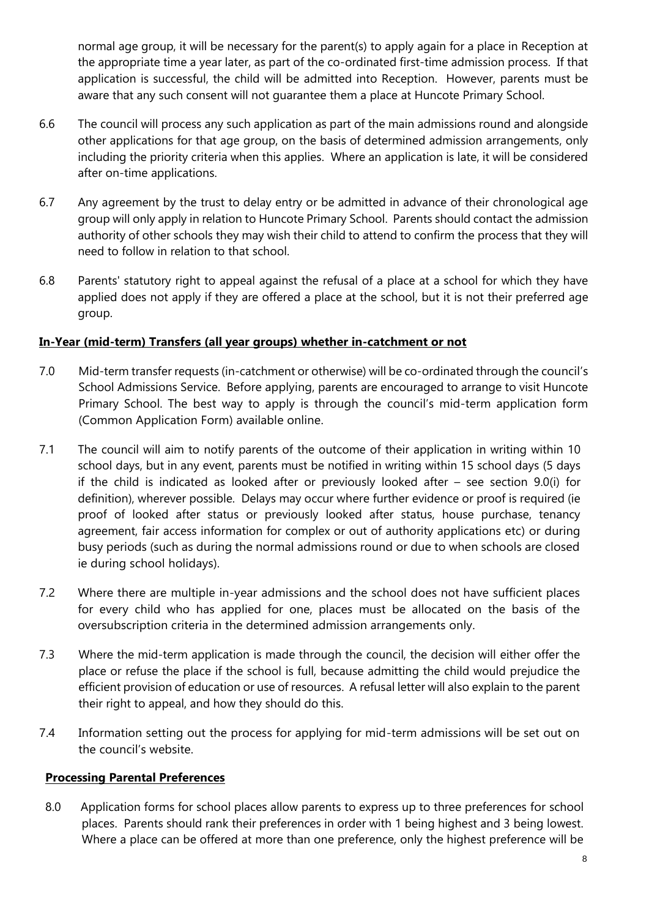normal age group, it will be necessary for the parent(s) to apply again for a place in Reception at the appropriate time a year later, as part of the co-ordinated first-time admission process. If that application is successful, the child will be admitted into Reception. However, parents must be aware that any such consent will not guarantee them a place at Huncote Primary School.

6.6 The council will process any such application as part of the main admissions round and alongside other applications for that age group, on the basis of determined admission arrangements, only including the priority criteria when this applies. Where an application is late, it will be considered after on-time applications.

6.7 Any agreement by the trust to delay entry or be admitted in advance of their chronological age group will only apply in relation to Huncote Primary School. Parents should contact the admission authority of other schools they may wish their child to attend to confirm the process that they will need to follow in relation to that school.

6.8 Parents' statutory right to appeal against the refusal of a place at a school for which they have applied does not apply if they are offered a place at the school, but it is not their preferred age group.

## In-Year (mid-term) Transfers (all year groups) whether in-catchment or not

7.0 Mid-term transfer requests (in-catchment or otherwise) will be co-ordinated through the council's School Admissions Service. Before applying, parents are encouraged to arrange to visit Huncote Primary School. The best way to apply is through the council's mid-term application form (Common Application Form) available online.

7.1 The council will aim to notify parents of the outcome of their application in writing within 10 school days, but in any event, parents must be notified in writing within 15 school days (5 days if the child is indicated as looked after or previously looked after – see section 9.0(i) for definition), wherever possible. Delays may occur where further evidence or proof is required (ie proof of looked after status or previously looked after status, house purchase, tenancy agreement, fair access information for complex or out of authority applications etc) or during busy periods (such as during the normal admissions round or due to when schools are closed ie during school holidays).

7.2 Where there are multiple in-year admissions and the school does not have sufficient places for every child who has applied for one, places must be allocated on the basis of the oversubscription criteria in the determined admission arrangements only.

7.3 Where the mid-term application is made through the council, the decision will either offer the place or refuse the place if the school is full, because admitting the child would prejudice the efficient provision of education or use of resources. A refusal letter will also explain to the parent their right to appeal, and how they should do this.

7.4 Information setting out the process for applying for mid-term admissions will be set out on the council's website.

## Processing Parental Preferences

8.0 Application forms for school places allow parents to express up to three preferences for school places. Parents should rank their preferences in order with 1 being highest and 3 being lowest. Where a place can be offered at more than one preference, only the highest preference will be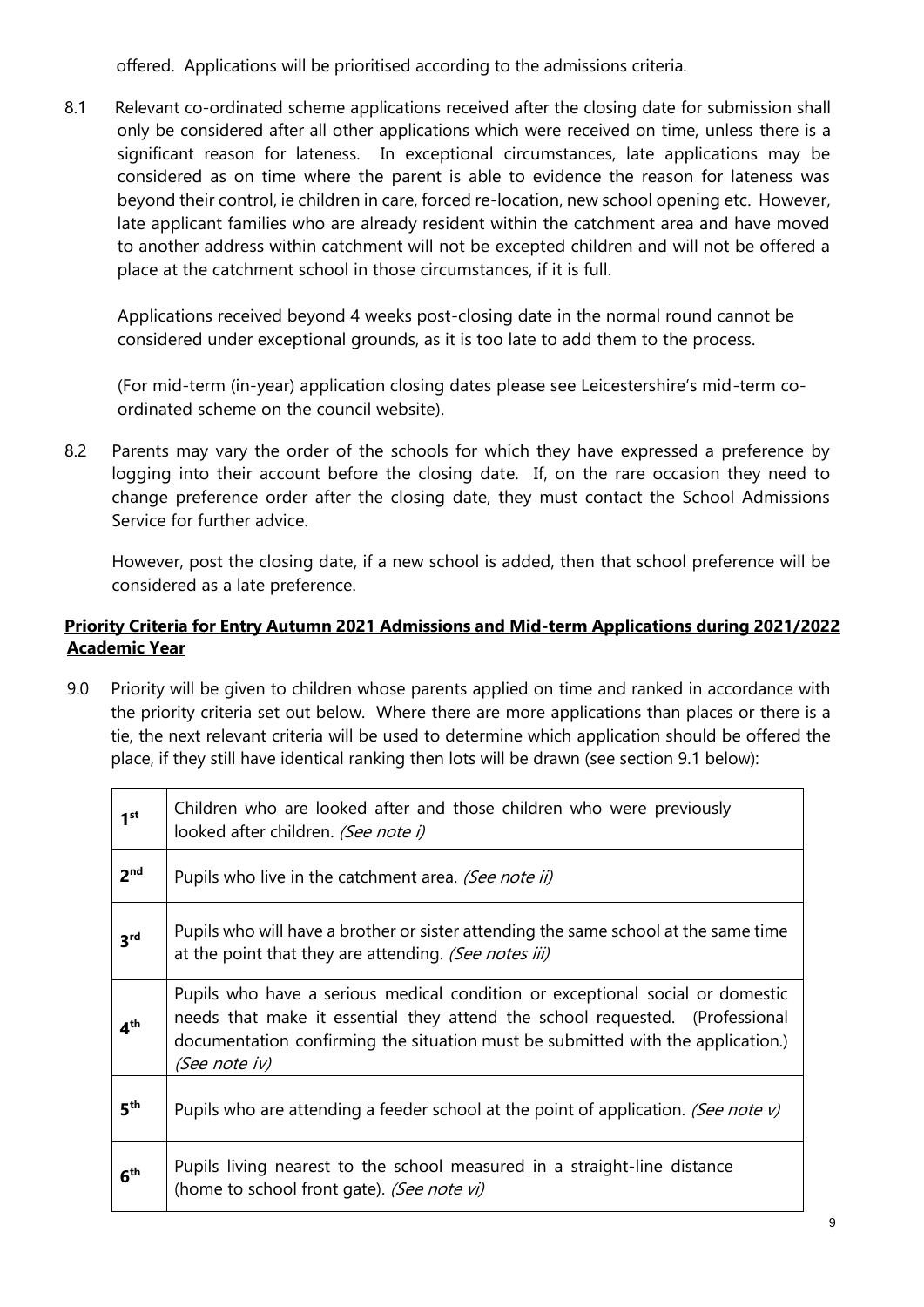offered. Applications will be prioritised according to the admissions criteria.

8.1 Relevant co-ordinated scheme applications received after the closing date for submission shall only be considered after all other applications which were received on time, unless there is a significant reason for lateness. In exceptional circumstances, late applications may be considered as on time where the parent is able to evidence the reason for lateness was beyond their control, ie children in care, forced re-location, new school opening etc. However, late applicant families who are already resident within the catchment area and have moved to another address within catchment will not be excepted children and will not be offered a place at the catchment school in those circumstances, if it is full.

Applications received beyond 4 weeks post-closing date in the normal round cannot be considered under exceptional grounds, as it is too late to add them to the process.

(For mid-term (in-year) application closing dates please see Leicestershire's mid-term co-ordinated scheme on the council website).

8.2 Parents may vary the order of the schools for which they have expressed a preference by logging into their account before the closing date. If, on the rare occasion they need to change preference order after the closing date, they must contact the School Admissions Service for further advice.

However, post the closing date, if a new school is added, then that school preference will be considered as a late preference.

## **Priority Criteria for Entry Autumn 2021 Admissions and Mid-term Applications during 2021/2022 Academic Year**

9.0 Priority will be given to children whose parents applied on time and ranked in accordance with the priority criteria set out below. Where there are more applications than places or there is a tie, the next relevant criteria will be used to determine which application should be offered the place, if they still have identical ranking then lots will be drawn (see section 9.1 below):

| | |
|---|---|
| **1st** | Children who are looked after and those children who were previously looked after children. *(See note i)* |
| **2nd** | Pupils who live in the catchment area. *(See note ii)* |
| **3rd** | Pupils who will have a brother or sister attending the same school at the same time at the point that they are attending. *(See notes iii)* |
| **4th** | Pupils who have a serious medical condition or exceptional social or domestic needs that make it essential they attend the school requested. (Professional documentation confirming the situation must be submitted with the application.) *(See note iv)* |
| **5th** | Pupils who are attending a feeder school at the point of application. *(See note v)* |
| **6th** | Pupils living nearest to the school measured in a straight-line distance (home to school front gate). *(See note vi)* |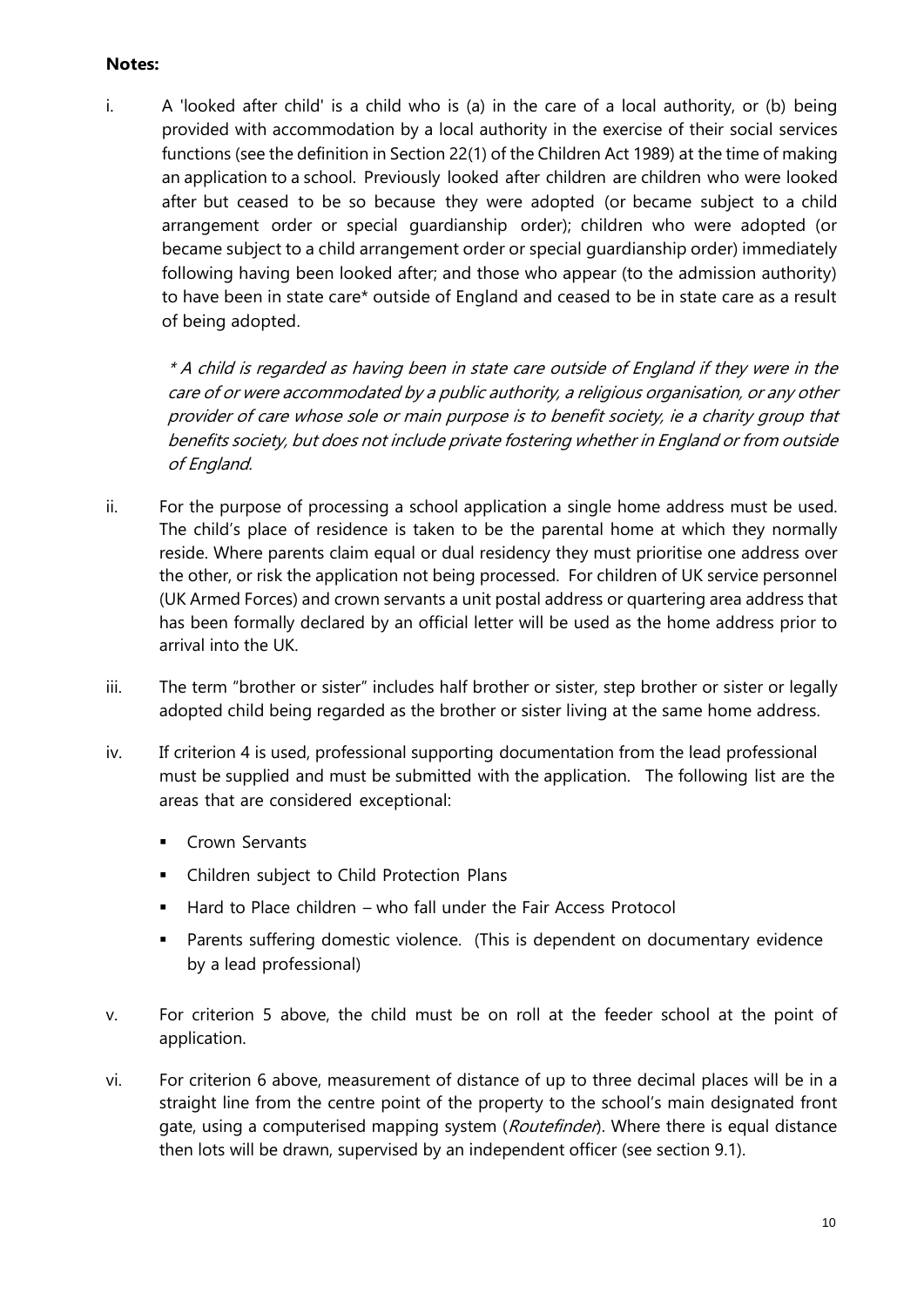**Notes:**

i. A 'looked after child' is a child who is (a) in the care of a local authority, or (b) being provided with accommodation by a local authority in the exercise of their social services functions (see the definition in Section 22(1) of the Children Act 1989) at the time of making an application to a school. Previously looked after children are children who were looked after but ceased to be so because they were adopted (or became subject to a child arrangement order or special guardianship order); children who were adopted (or became subject to a child arrangement order or special guardianship order) immediately following having been looked after; and those who appear (to the admission authority) to have been in state care* outside of England and ceased to be in state care as a result of being adopted.

   *\* A child is regarded as having been in state care outside of England if they were in the care of or were accommodated by a public authority, a religious organisation, or any other provider of care whose sole or main purpose is to benefit society, ie a charity group that benefits society, but does not include private fostering whether in England or from outside of England.*

ii. For the purpose of processing a school application a single home address must be used. The child's place of residence is taken to be the parental home at which they normally reside. Where parents claim equal or dual residency they must prioritise one address over the other, or risk the application not being processed. For children of UK service personnel (UK Armed Forces) and crown servants a unit postal address or quartering area address that has been formally declared by an official letter will be used as the home address prior to arrival into the UK.

iii. The term "brother or sister" includes half brother or sister, step brother or sister or legally adopted child being regarded as the brother or sister living at the same home address.

iv. If criterion 4 is used, professional supporting documentation from the lead professional must be supplied and must be submitted with the application. The following list are the areas that are considered exceptional:

   - Crown Servants
   - Children subject to Child Protection Plans
   - Hard to Place children – who fall under the Fair Access Protocol
   - Parents suffering domestic violence. (This is dependent on documentary evidence by a lead professional)

v. For criterion 5 above, the child must be on roll at the feeder school at the point of application.

vi. For criterion 6 above, measurement of distance of up to three decimal places will be in a straight line from the centre point of the property to the school's main designated front gate, using a computerised mapping system (*Routefinder*). Where there is equal distance then lots will be drawn, supervised by an independent officer (see section 9.1).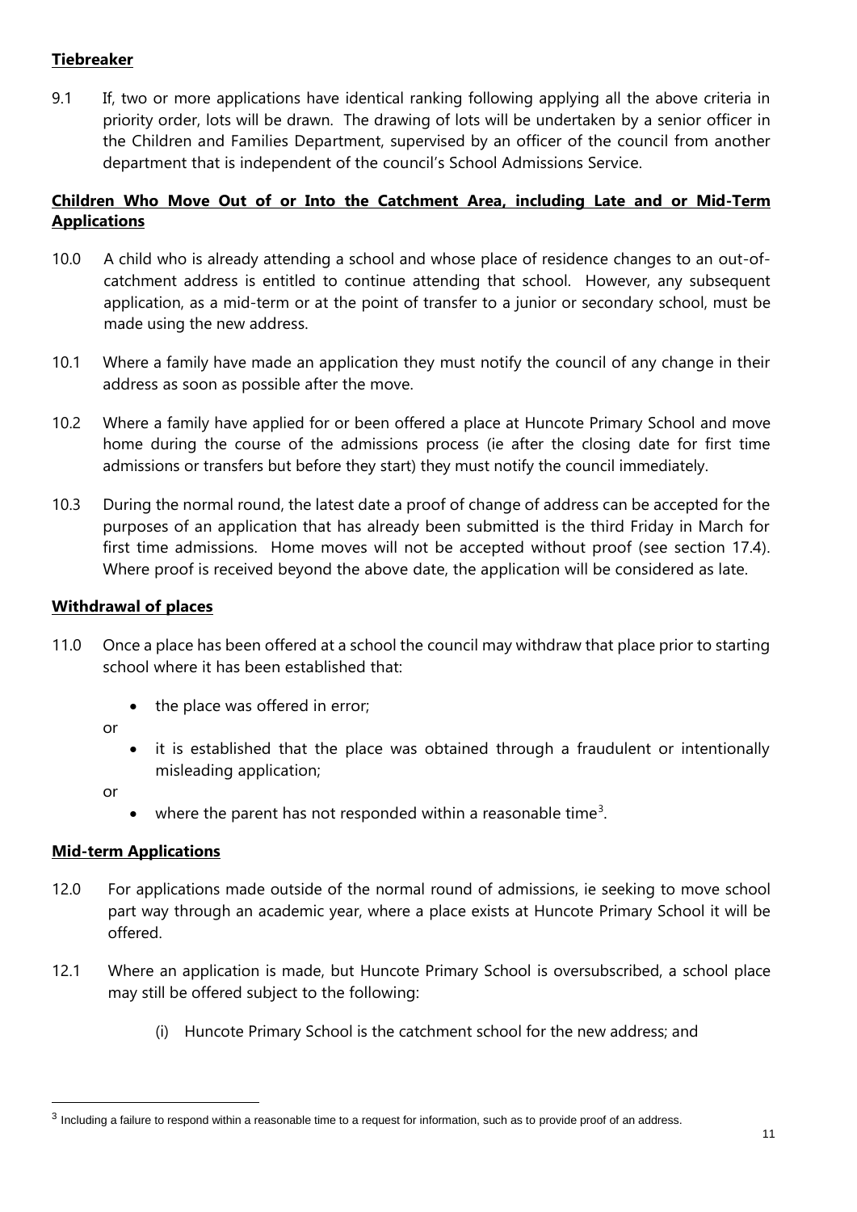**Tiebreaker**

9.1 If, two or more applications have identical ranking following applying all the above criteria in priority order, lots will be drawn. The drawing of lots will be undertaken by a senior officer in the Children and Families Department, supervised by an officer of the council from another department that is independent of the council's School Admissions Service.

**Children Who Move Out of or Into the Catchment Area, including Late and or Mid-Term Applications**

10.0 A child who is already attending a school and whose place of residence changes to an out-of-catchment address is entitled to continue attending that school. However, any subsequent application, as a mid-term or at the point of transfer to a junior or secondary school, must be made using the new address.

10.1 Where a family have made an application they must notify the council of any change in their address as soon as possible after the move.

10.2 Where a family have applied for or been offered a place at Huncote Primary School and move home during the course of the admissions process (ie after the closing date for first time admissions or transfers but before they start) they must notify the council immediately.

10.3 During the normal round, the latest date a proof of change of address can be accepted for the purposes of an application that has already been submitted is the third Friday in March for first time admissions. Home moves will not be accepted without proof (see section 17.4). Where proof is received beyond the above date, the application will be considered as late.

**Withdrawal of places**

11.0 Once a place has been offered at a school the council may withdraw that place prior to starting school where it has been established that:

- the place was offered in error;

or

- it is established that the place was obtained through a fraudulent or intentionally misleading application;

or

- where the parent has not responded within a reasonable time[3].

**Mid-term Applications**

12.0 For applications made outside of the normal round of admissions, ie seeking to move school part way through an academic year, where a place exists at Huncote Primary School it will be offered.

12.1 Where an application is made, but Huncote Primary School is oversubscribed, a school place may still be offered subject to the following:

(i) Huncote Primary School is the catchment school for the new address; and

---

[3] Including a failure to respond within a reasonable time to a request for information, such as to provide proof of an address.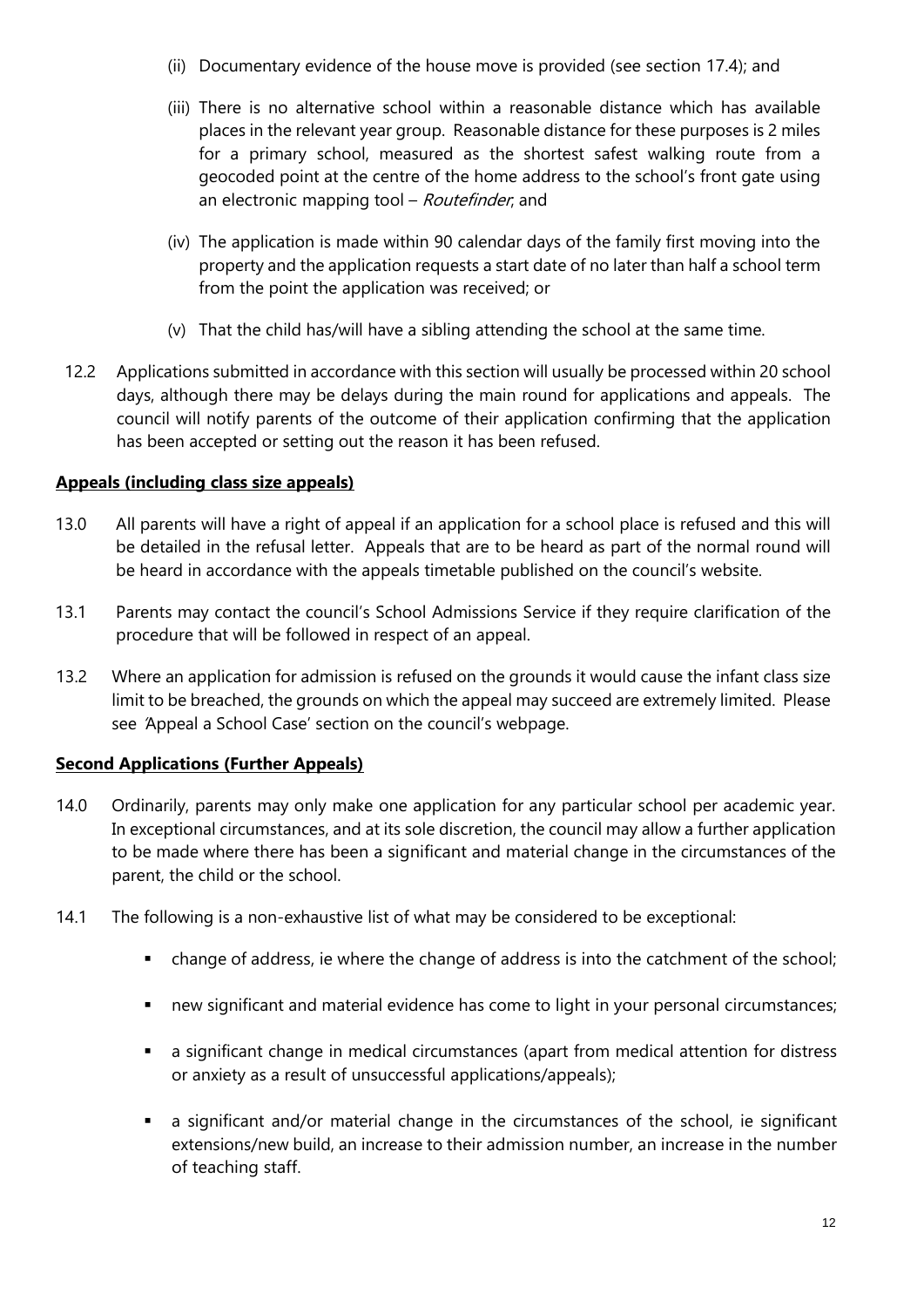(ii) Documentary evidence of the house move is provided (see section 17.4); and

(iii) There is no alternative school within a reasonable distance which has available places in the relevant year group. Reasonable distance for these purposes is 2 miles for a primary school, measured as the shortest safest walking route from a geocoded point at the centre of the home address to the school's front gate using an electronic mapping tool – *Routefinder*; and

(iv) The application is made within 90 calendar days of the family first moving into the property and the application requests a start date of no later than half a school term from the point the application was received; or

(v) That the child has/will have a sibling attending the school at the same time.

12.2 Applications submitted in accordance with this section will usually be processed within 20 school days, although there may be delays during the main round for applications and appeals. The council will notify parents of the outcome of their application confirming that the application has been accepted or setting out the reason it has been refused.

**Appeals (including class size appeals)**

13.0 All parents will have a right of appeal if an application for a school place is refused and this will be detailed in the refusal letter. Appeals that are to be heard as part of the normal round will be heard in accordance with the appeals timetable published on the council's website.

13.1 Parents may contact the council's School Admissions Service if they require clarification of the procedure that will be followed in respect of an appeal.

13.2 Where an application for admission is refused on the grounds it would cause the infant class size limit to be breached, the grounds on which the appeal may succeed are extremely limited. Please see 'Appeal a School Case' section on the council's webpage.

**Second Applications (Further Appeals)**

14.0 Ordinarily, parents may only make one application for any particular school per academic year. In exceptional circumstances, and at its sole discretion, the council may allow a further application to be made where there has been a significant and material change in the circumstances of the parent, the child or the school.

14.1 The following is a non-exhaustive list of what may be considered to be exceptional:

- change of address, ie where the change of address is into the catchment of the school;
- new significant and material evidence has come to light in your personal circumstances;
- a significant change in medical circumstances (apart from medical attention for distress or anxiety as a result of unsuccessful applications/appeals);
- a significant and/or material change in the circumstances of the school, ie significant extensions/new build, an increase to their admission number, an increase in the number of teaching staff.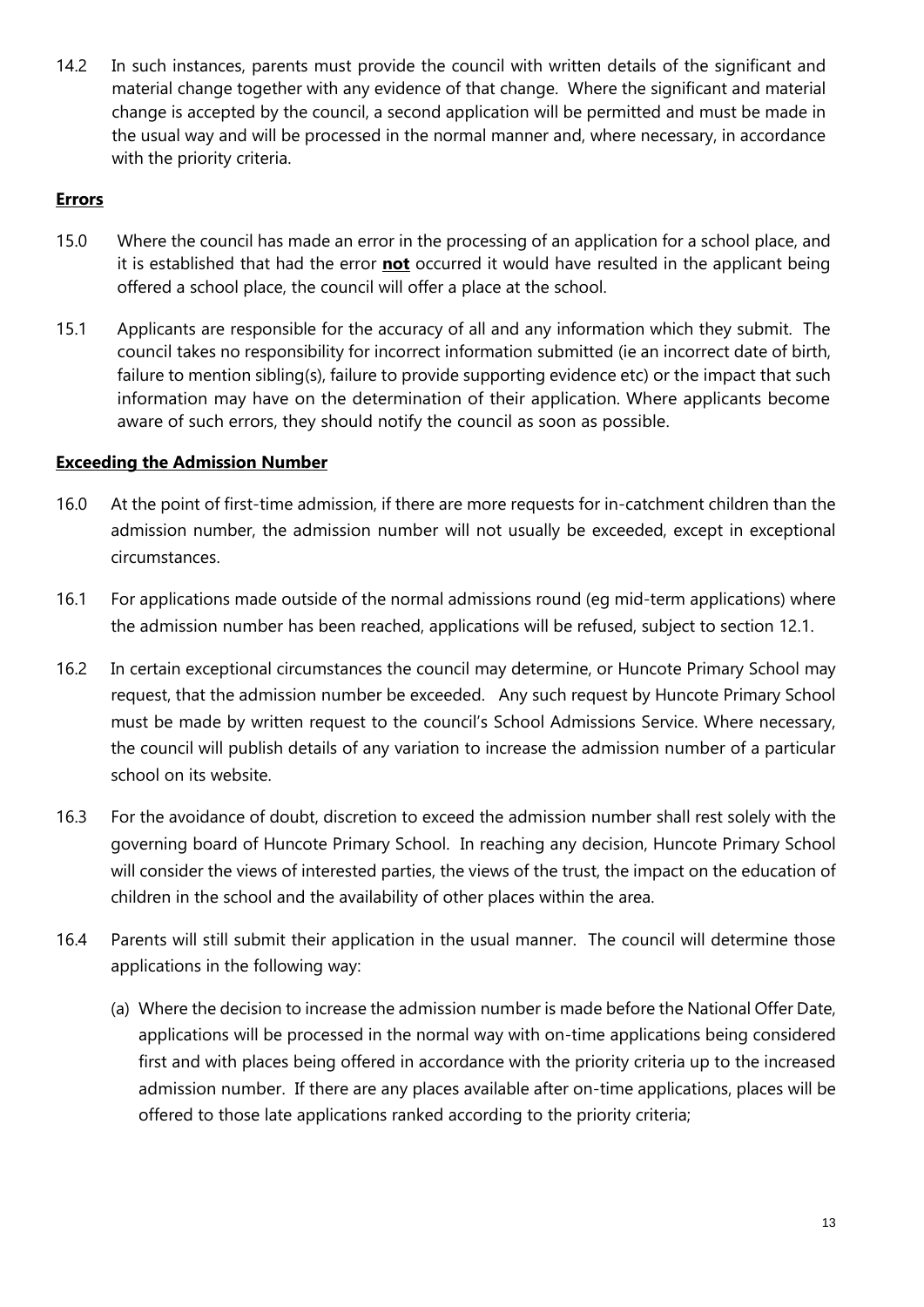14.2 In such instances, parents must provide the council with written details of the significant and material change together with any evidence of that change. Where the significant and material change is accepted by the council, a second application will be permitted and must be made in the usual way and will be processed in the normal manner and, where necessary, in accordance with the priority criteria.

**Errors**

15.0 Where the council has made an error in the processing of an application for a school place, and it is established that had the error **not** occurred it would have resulted in the applicant being offered a school place, the council will offer a place at the school.

15.1 Applicants are responsible for the accuracy of all and any information which they submit. The council takes no responsibility for incorrect information submitted (ie an incorrect date of birth, failure to mention sibling(s), failure to provide supporting evidence etc) or the impact that such information may have on the determination of their application. Where applicants become aware of such errors, they should notify the council as soon as possible.

**Exceeding the Admission Number**

16.0 At the point of first-time admission, if there are more requests for in-catchment children than the admission number, the admission number will not usually be exceeded, except in exceptional circumstances.

16.1 For applications made outside of the normal admissions round (eg mid-term applications) where the admission number has been reached, applications will be refused, subject to section 12.1.

16.2 In certain exceptional circumstances the council may determine, or Huncote Primary School may request, that the admission number be exceeded. Any such request by Huncote Primary School must be made by written request to the council's School Admissions Service. Where necessary, the council will publish details of any variation to increase the admission number of a particular school on its website.

16.3 For the avoidance of doubt, discretion to exceed the admission number shall rest solely with the governing board of Huncote Primary School. In reaching any decision, Huncote Primary School will consider the views of interested parties, the views of the trust, the impact on the education of children in the school and the availability of other places within the area.

16.4 Parents will still submit their application in the usual manner. The council will determine those applications in the following way:

(a) Where the decision to increase the admission number is made before the National Offer Date, applications will be processed in the normal way with on-time applications being considered first and with places being offered in accordance with the priority criteria up to the increased admission number. If there are any places available after on-time applications, places will be offered to those late applications ranked according to the priority criteria;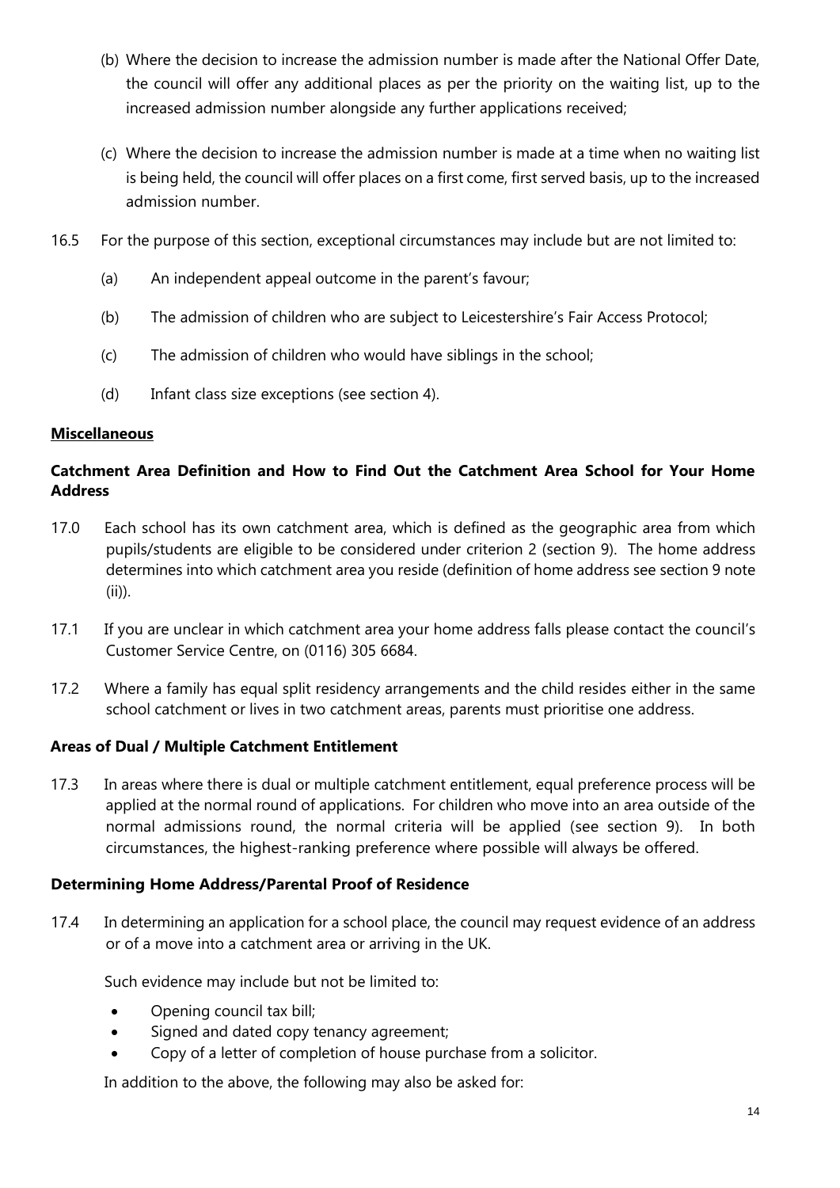(b) Where the decision to increase the admission number is made after the National Offer Date, the council will offer any additional places as per the priority on the waiting list, up to the increased admission number alongside any further applications received;

(c) Where the decision to increase the admission number is made at a time when no waiting list is being held, the council will offer places on a first come, first served basis, up to the increased admission number.

16.5 For the purpose of this section, exceptional circumstances may include but are not limited to:

(a) An independent appeal outcome in the parent's favour;

(b) The admission of children who are subject to Leicestershire's Fair Access Protocol;

(c) The admission of children who would have siblings in the school;

(d) Infant class size exceptions (see section 4).

**Miscellaneous**

**Catchment Area Definition and How to Find Out the Catchment Area School for Your Home Address**

17.0 Each school has its own catchment area, which is defined as the geographic area from which pupils/students are eligible to be considered under criterion 2 (section 9). The home address determines into which catchment area you reside (definition of home address see section 9 note (ii)).

17.1 If you are unclear in which catchment area your home address falls please contact the council's Customer Service Centre, on (0116) 305 6684.

17.2 Where a family has equal split residency arrangements and the child resides either in the same school catchment or lives in two catchment areas, parents must prioritise one address.

**Areas of Dual / Multiple Catchment Entitlement**

17.3 In areas where there is dual or multiple catchment entitlement, equal preference process will be applied at the normal round of applications. For children who move into an area outside of the normal admissions round, the normal criteria will be applied (see section 9). In both circumstances, the highest-ranking preference where possible will always be offered.

**Determining Home Address/Parental Proof of Residence**

17.4 In determining an application for a school place, the council may request evidence of an address or of a move into a catchment area or arriving in the UK.

Such evidence may include but not be limited to:

- Opening council tax bill;
- Signed and dated copy tenancy agreement;
- Copy of a letter of completion of house purchase from a solicitor.

In addition to the above, the following may also be asked for: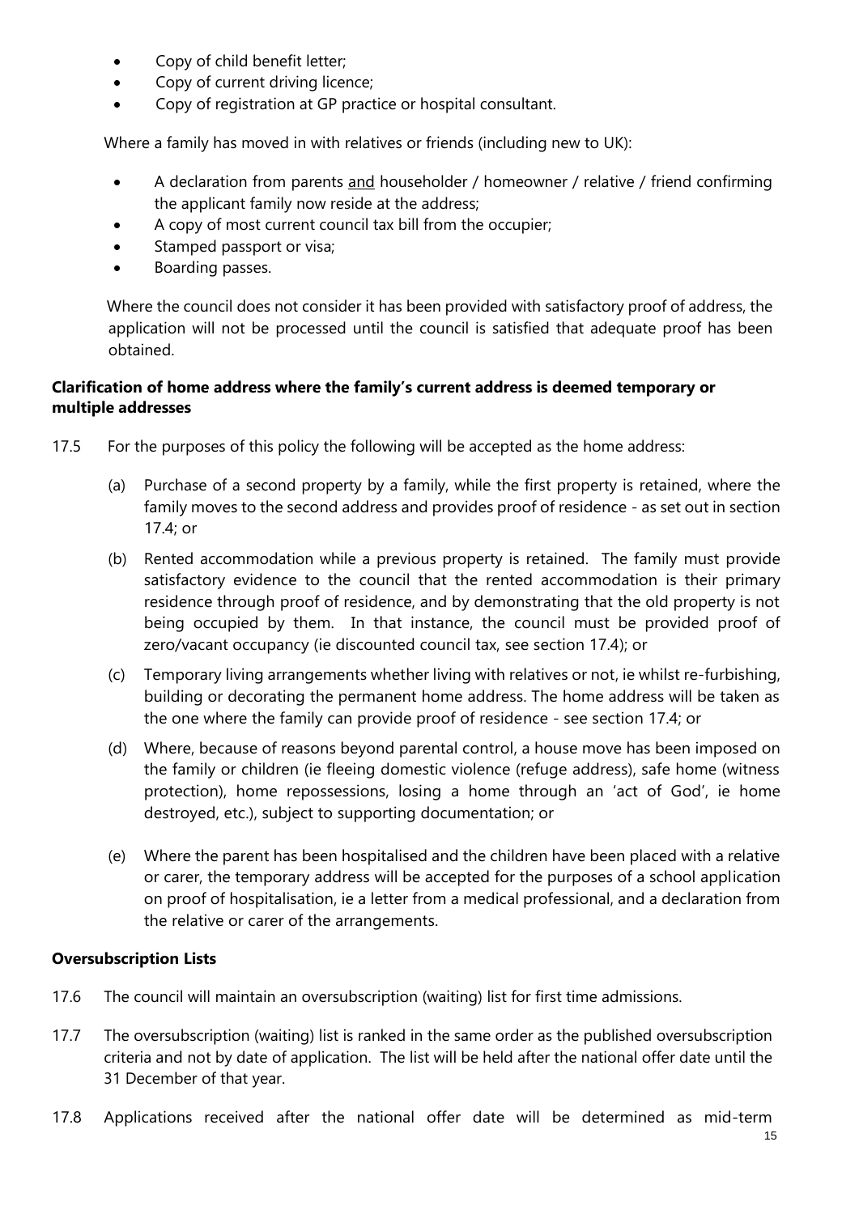- Copy of child benefit letter;
- Copy of current driving licence;
- Copy of registration at GP practice or hospital consultant.

Where a family has moved in with relatives or friends (including new to UK):

- A declaration from parents <u>and</u> householder / homeowner / relative / friend confirming the applicant family now reside at the address;
- A copy of most current council tax bill from the occupier;
- Stamped passport or visa;
- Boarding passes.

Where the council does not consider it has been provided with satisfactory proof of address, the application will not be processed until the council is satisfied that adequate proof has been obtained.

**Clarification of home address where the family's current address is deemed temporary or multiple addresses**

17.5 For the purposes of this policy the following will be accepted as the home address:

(a) Purchase of a second property by a family, while the first property is retained, where the family moves to the second address and provides proof of residence - as set out in section 17.4; or

(b) Rented accommodation while a previous property is retained. The family must provide satisfactory evidence to the council that the rented accommodation is their primary residence through proof of residence, and by demonstrating that the old property is not being occupied by them. In that instance, the council must be provided proof of zero/vacant occupancy (ie discounted council tax, see section 17.4); or

(c) Temporary living arrangements whether living with relatives or not, ie whilst re-furbishing, building or decorating the permanent home address. The home address will be taken as the one where the family can provide proof of residence - see section 17.4; or

(d) Where, because of reasons beyond parental control, a house move has been imposed on the family or children (ie fleeing domestic violence (refuge address), safe home (witness protection), home repossessions, losing a home through an 'act of God', ie home destroyed, etc.), subject to supporting documentation; or

(e) Where the parent has been hospitalised and the children have been placed with a relative or carer, the temporary address will be accepted for the purposes of a school application on proof of hospitalisation, ie a letter from a medical professional, and a declaration from the relative or carer of the arrangements.

**Oversubscription Lists**

17.6 The council will maintain an oversubscription (waiting) list for first time admissions.

17.7 The oversubscription (waiting) list is ranked in the same order as the published oversubscription criteria and not by date of application. The list will be held after the national offer date until the 31 December of that year.

17.8 Applications received after the national offer date will be determined as mid-term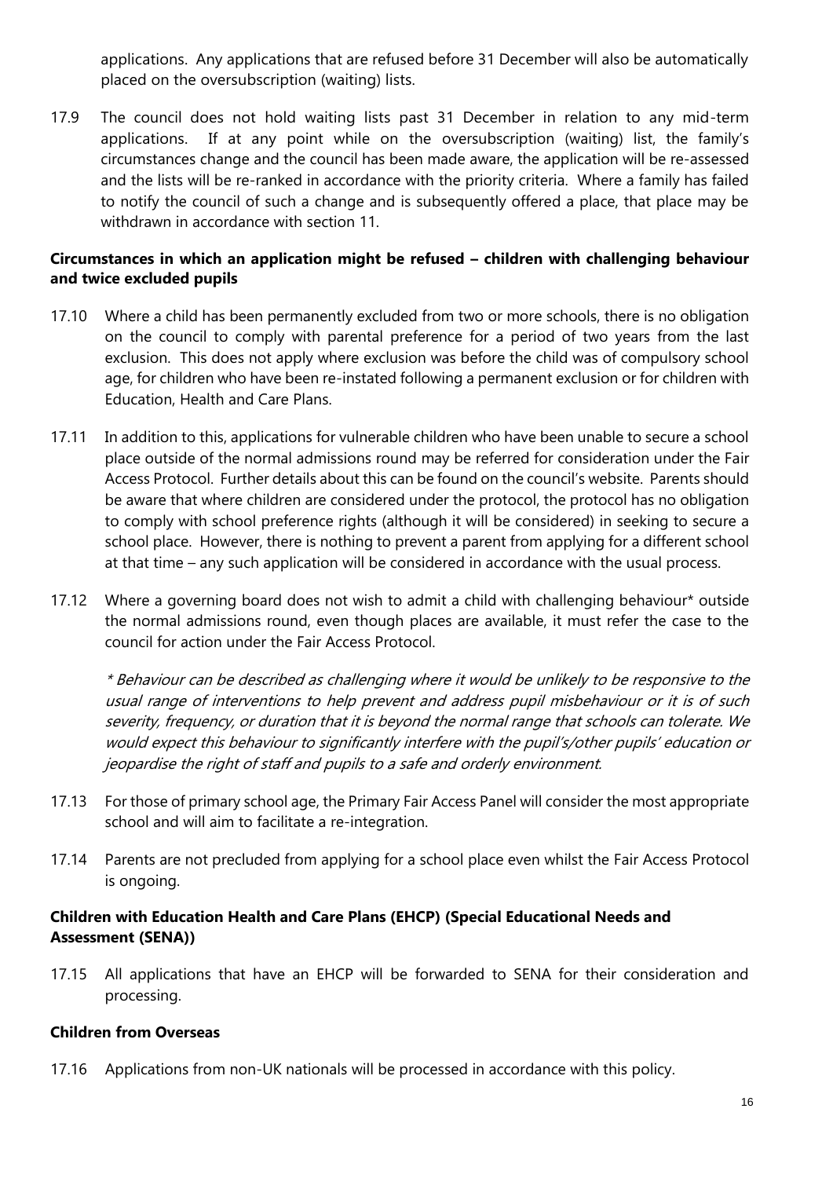applications. Any applications that are refused before 31 December will also be automatically placed on the oversubscription (waiting) lists.

17.9 The council does not hold waiting lists past 31 December in relation to any mid-term applications. If at any point while on the oversubscription (waiting) list, the family's circumstances change and the council has been made aware, the application will be re-assessed and the lists will be re-ranked in accordance with the priority criteria. Where a family has failed to notify the council of such a change and is subsequently offered a place, that place may be withdrawn in accordance with section 11.

**Circumstances in which an application might be refused – children with challenging behaviour and twice excluded pupils**

17.10 Where a child has been permanently excluded from two or more schools, there is no obligation on the council to comply with parental preference for a period of two years from the last exclusion. This does not apply where exclusion was before the child was of compulsory school age, for children who have been re-instated following a permanent exclusion or for children with Education, Health and Care Plans.

17.11 In addition to this, applications for vulnerable children who have been unable to secure a school place outside of the normal admissions round may be referred for consideration under the Fair Access Protocol. Further details about this can be found on the council's website. Parents should be aware that where children are considered under the protocol, the protocol has no obligation to comply with school preference rights (although it will be considered) in seeking to secure a school place. However, there is nothing to prevent a parent from applying for a different school at that time – any such application will be considered in accordance with the usual process.

17.12 Where a governing board does not wish to admit a child with challenging behaviour* outside the normal admissions round, even though places are available, it must refer the case to the council for action under the Fair Access Protocol.

*\* Behaviour can be described as challenging where it would be unlikely to be responsive to the usual range of interventions to help prevent and address pupil misbehaviour or it is of such severity, frequency, or duration that it is beyond the normal range that schools can tolerate. We would expect this behaviour to significantly interfere with the pupil's/other pupils' education or jeopardise the right of staff and pupils to a safe and orderly environment.*

17.13 For those of primary school age, the Primary Fair Access Panel will consider the most appropriate school and will aim to facilitate a re-integration.

17.14 Parents are not precluded from applying for a school place even whilst the Fair Access Protocol is ongoing.

**Children with Education Health and Care Plans (EHCP) (Special Educational Needs and Assessment (SENA))**

17.15 All applications that have an EHCP will be forwarded to SENA for their consideration and processing.

**Children from Overseas**

17.16 Applications from non-UK nationals will be processed in accordance with this policy.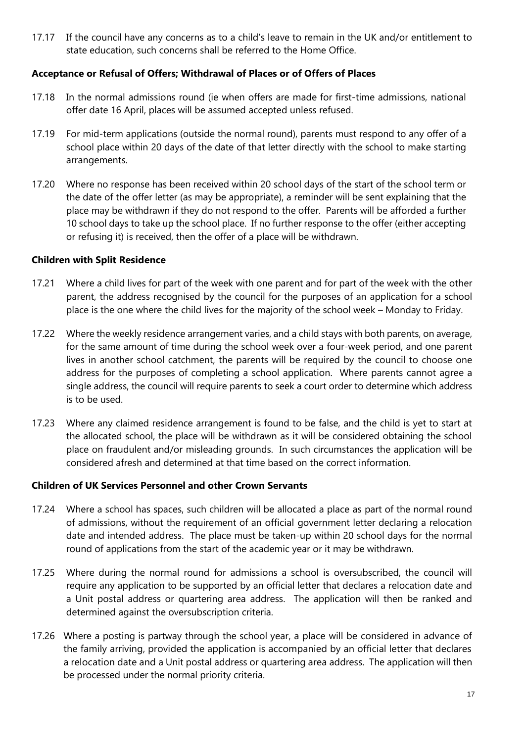17.17 If the council have any concerns as to a child's leave to remain in the UK and/or entitlement to state education, such concerns shall be referred to the Home Office.

**Acceptance or Refusal of Offers; Withdrawal of Places or of Offers of Places**

17.18 In the normal admissions round (ie when offers are made for first-time admissions, national offer date 16 April, places will be assumed accepted unless refused.

17.19 For mid-term applications (outside the normal round), parents must respond to any offer of a school place within 20 days of the date of that letter directly with the school to make starting arrangements.

17.20 Where no response has been received within 20 school days of the start of the school term or the date of the offer letter (as may be appropriate), a reminder will be sent explaining that the place may be withdrawn if they do not respond to the offer. Parents will be afforded a further 10 school days to take up the school place. If no further response to the offer (either accepting or refusing it) is received, then the offer of a place will be withdrawn.

**Children with Split Residence**

17.21 Where a child lives for part of the week with one parent and for part of the week with the other parent, the address recognised by the council for the purposes of an application for a school place is the one where the child lives for the majority of the school week – Monday to Friday.

17.22 Where the weekly residence arrangement varies, and a child stays with both parents, on average, for the same amount of time during the school week over a four-week period, and one parent lives in another school catchment, the parents will be required by the council to choose one address for the purposes of completing a school application. Where parents cannot agree a single address, the council will require parents to seek a court order to determine which address is to be used.

17.23 Where any claimed residence arrangement is found to be false, and the child is yet to start at the allocated school, the place will be withdrawn as it will be considered obtaining the school place on fraudulent and/or misleading grounds. In such circumstances the application will be considered afresh and determined at that time based on the correct information.

**Children of UK Services Personnel and other Crown Servants**

17.24 Where a school has spaces, such children will be allocated a place as part of the normal round of admissions, without the requirement of an official government letter declaring a relocation date and intended address. The place must be taken-up within 20 school days for the normal round of applications from the start of the academic year or it may be withdrawn.

17.25 Where during the normal round for admissions a school is oversubscribed, the council will require any application to be supported by an official letter that declares a relocation date and a Unit postal address or quartering area address. The application will then be ranked and determined against the oversubscription criteria.

17.26 Where a posting is partway through the school year, a place will be considered in advance of the family arriving, provided the application is accompanied by an official letter that declares a relocation date and a Unit postal address or quartering area address. The application will then be processed under the normal priority criteria.